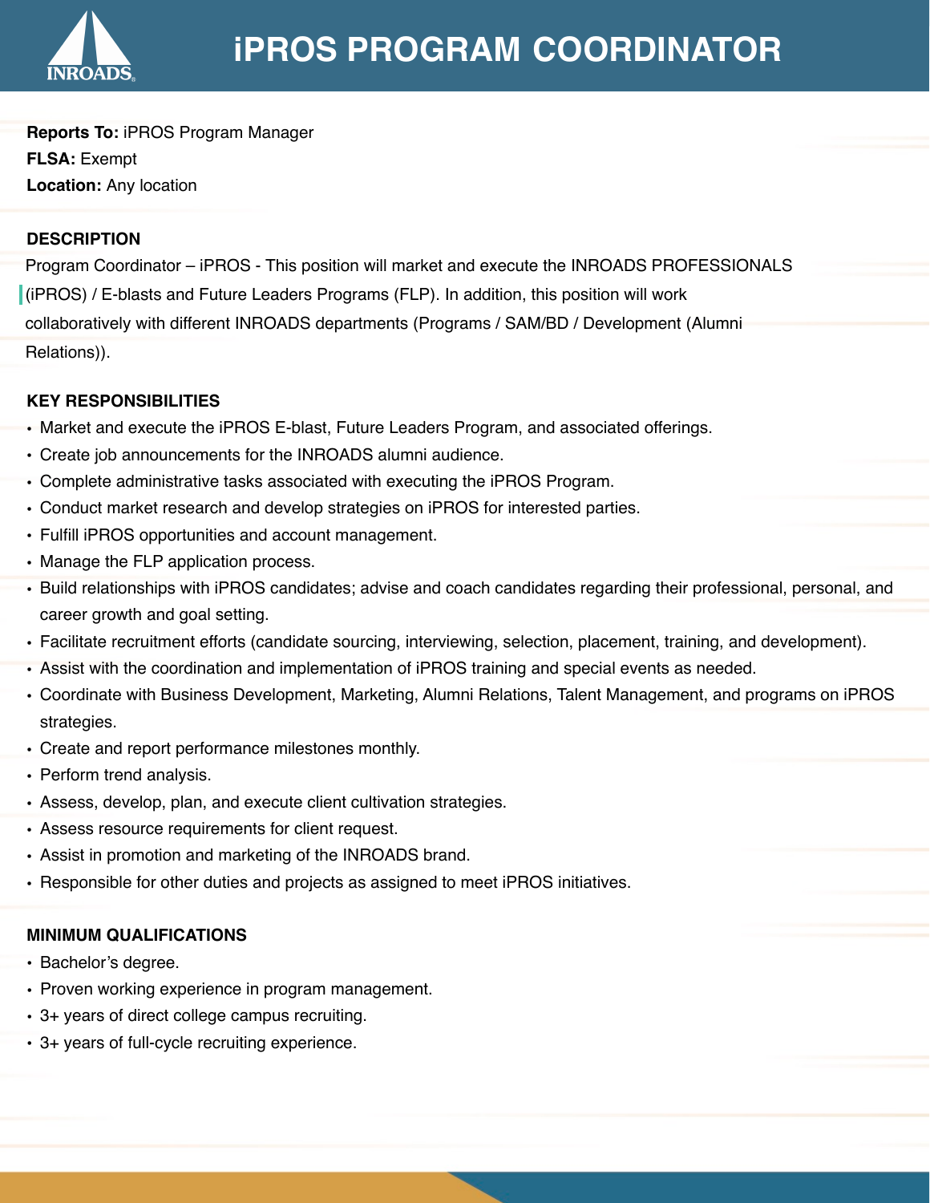# iPROS PROGRAM COORDINATOR

**Reports To:** iPROS Program Manager
**FLSA:** Exempt
**Location:** Any location

## DESCRIPTION

Program Coordinator – iPROS - This position will market and execute the INROADS PROFESSIONALS (iPROS) / E-blasts and Future Leaders Programs (FLP). In addition, this position will work collaboratively with different INROADS departments (Programs / SAM/BD / Development (Alumni Relations)).

## KEY RESPONSIBILITIES

- Market and execute the iPROS E-blast, Future Leaders Program, and associated offerings.
- Create job announcements for the INROADS alumni audience.
- Complete administrative tasks associated with executing the iPROS Program.
- Conduct market research and develop strategies on iPROS for interested parties.
- Fulfill iPROS opportunities and account management.
- Manage the FLP application process.
- Build relationships with iPROS candidates; advise and coach candidates regarding their professional, personal, and career growth and goal setting.
- Facilitate recruitment efforts (candidate sourcing, interviewing, selection, placement, training, and development).
- Assist with the coordination and implementation of iPROS training and special events as needed.
- Coordinate with Business Development, Marketing, Alumni Relations, Talent Management, and programs on iPROS strategies.
- Create and report performance milestones monthly.
- Perform trend analysis.
- Assess, develop, plan, and execute client cultivation strategies.
- Assess resource requirements for client request.
- Assist in promotion and marketing of the INROADS brand.
- Responsible for other duties and projects as assigned to meet iPROS initiatives.

## MINIMUM QUALIFICATIONS

- Bachelor's degree.
- Proven working experience in program management.
- 3+ years of direct college campus recruiting.
- 3+ years of full-cycle recruiting experience.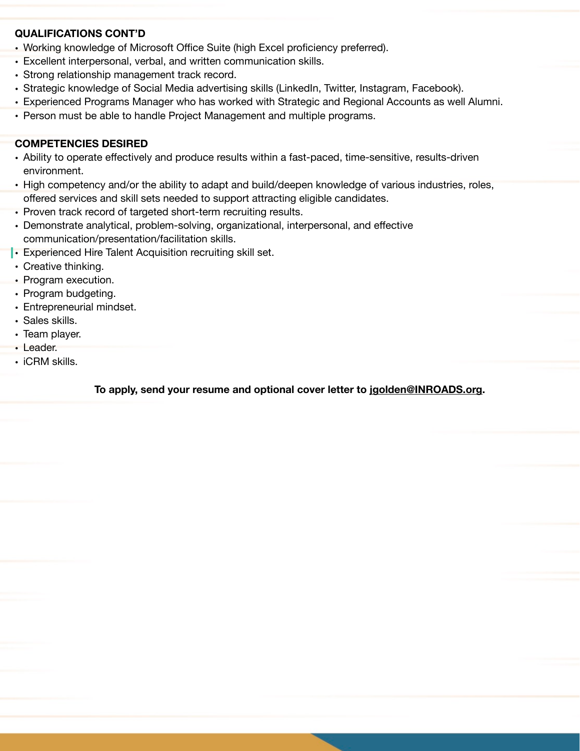**QUALIFICATIONS CONT'D**

- Working knowledge of Microsoft Office Suite (high Excel proficiency preferred).
- Excellent interpersonal, verbal, and written communication skills.
- Strong relationship management track record.
- Strategic knowledge of Social Media advertising skills (LinkedIn, Twitter, Instagram, Facebook).
- Experienced Programs Manager who has worked with Strategic and Regional Accounts as well Alumni.
- Person must be able to handle Project Management and multiple programs.

**COMPETENCIES DESIRED**

- Ability to operate effectively and produce results within a fast-paced, time-sensitive, results-driven environment.
- High competency and/or the ability to adapt and build/deepen knowledge of various industries, roles, offered services and skill sets needed to support attracting eligible candidates.
- Proven track record of targeted short-term recruiting results.
- Demonstrate analytical, problem-solving, organizational, interpersonal, and effective communication/presentation/facilitation skills.
- Experienced Hire Talent Acquisition recruiting skill set.
- Creative thinking.
- Program execution.
- Program budgeting.
- Entrepreneurial mindset.
- Sales skills.
- Team player.
- Leader.
- iCRM skills.

**To apply, send your resume and optional cover letter to jgolden@INROADS.org.**